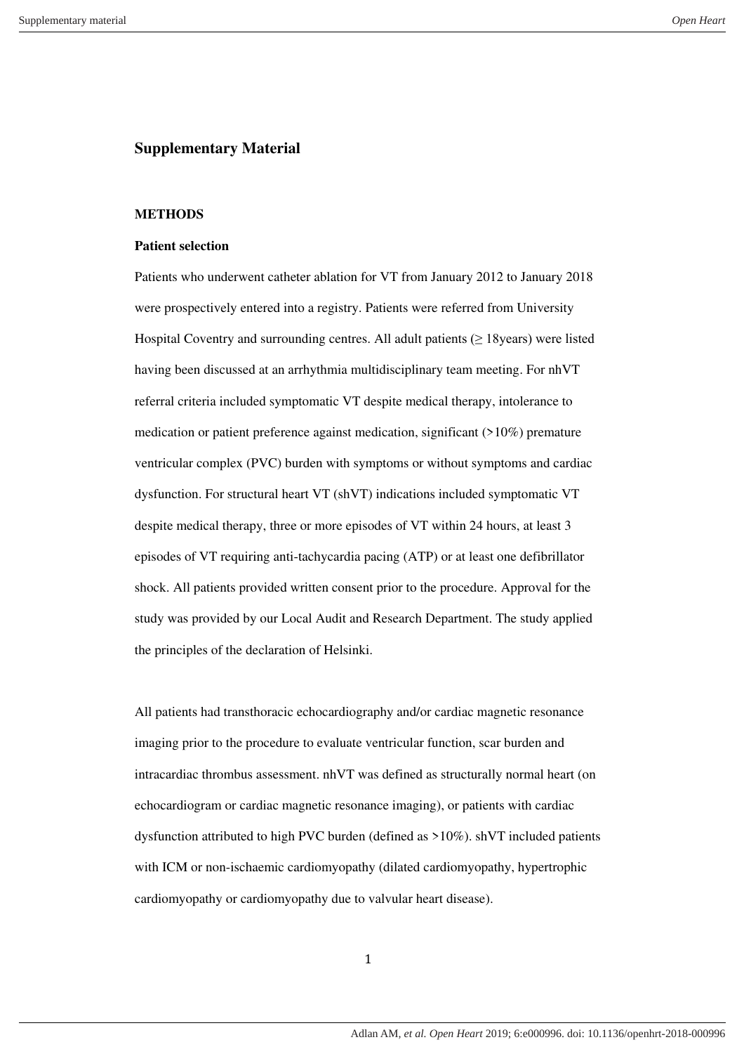# Supplementary Material

## METHODS

### Patient selection

Patients who underwent catheter ablation for VT from January 2012 to January 2018 were prospectively entered into a registry. Patients were referred from University Hospital Coventry and surrounding centres. All adult patients (≥ 18years) were listed having been discussed at an arrhythmia multidisciplinary team meeting. For nhVT referral criteria included symptomatic VT despite medical therapy, intolerance to medication or patient preference against medication, significant (>10%) premature ventricular complex (PVC) burden with symptoms or without symptoms and cardiac dysfunction. For structural heart VT (shVT) indications included symptomatic VT despite medical therapy, three or more episodes of VT within 24 hours, at least 3 episodes of VT requiring anti-tachycardia pacing (ATP) or at least one defibrillator shock. All patients provided written consent prior to the procedure. Approval for the study was provided by our Local Audit and Research Department. The study applied the principles of the declaration of Helsinki.

All patients had transthoracic echocardiography and/or cardiac magnetic resonance imaging prior to the procedure to evaluate ventricular function, scar burden and intracardiac thrombus assessment. nhVT was defined as structurally normal heart (on echocardiogram or cardiac magnetic resonance imaging), or patients with cardiac dysfunction attributed to high PVC burden (defined as >10%). shVT included patients with ICM or non-ischaemic cardiomyopathy (dilated cardiomyopathy, hypertrophic cardiomyopathy or cardiomyopathy due to valvular heart disease).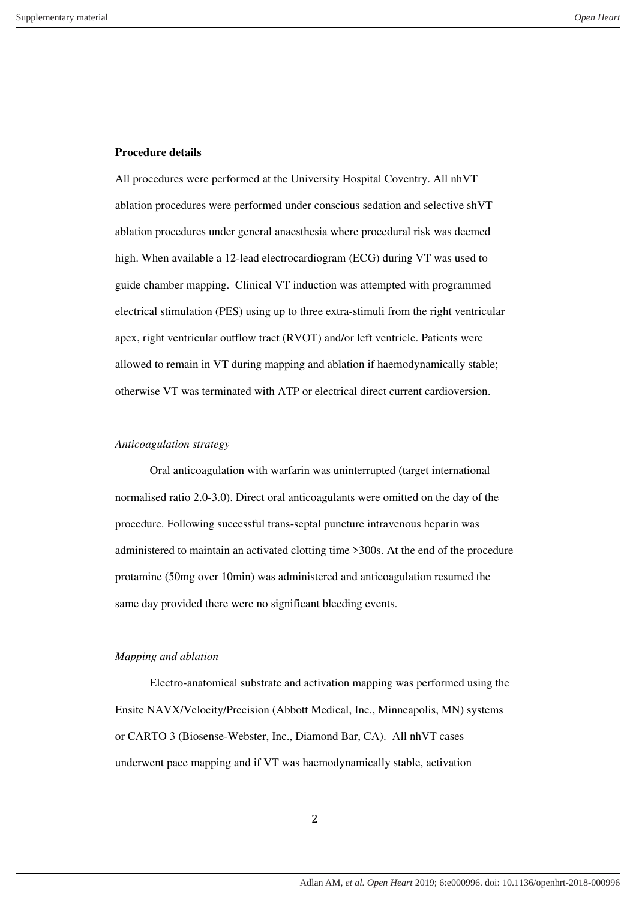**Procedure details**

All procedures were performed at the University Hospital Coventry. All nhVT ablation procedures were performed under conscious sedation and selective shVT ablation procedures under general anaesthesia where procedural risk was deemed high. When available a 12-lead electrocardiogram (ECG) during VT was used to guide chamber mapping. Clinical VT induction was attempted with programmed electrical stimulation (PES) using up to three extra-stimuli from the right ventricular apex, right ventricular outflow tract (RVOT) and/or left ventricle. Patients were allowed to remain in VT during mapping and ablation if haemodynamically stable; otherwise VT was terminated with ATP or electrical direct current cardioversion.

*Anticoagulation strategy*

Oral anticoagulation with warfarin was uninterrupted (target international normalised ratio 2.0-3.0). Direct oral anticoagulants were omitted on the day of the procedure. Following successful trans-septal puncture intravenous heparin was administered to maintain an activated clotting time >300s. At the end of the procedure protamine (50mg over 10min) was administered and anticoagulation resumed the same day provided there were no significant bleeding events.

*Mapping and ablation*

Electro-anatomical substrate and activation mapping was performed using the Ensite NAVX/Velocity/Precision (Abbott Medical, Inc., Minneapolis, MN) systems or CARTO 3 (Biosense-Webster, Inc., Diamond Bar, CA). All nhVT cases underwent pace mapping and if VT was haemodynamically stable, activation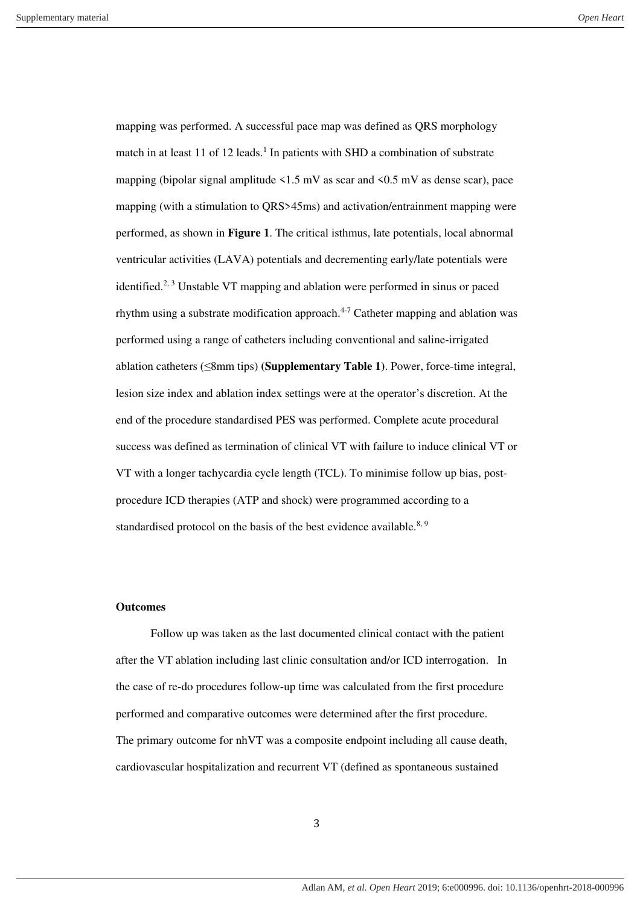mapping was performed. A successful pace map was defined as QRS morphology match in at least 11 of 12 leads.[1] In patients with SHD a combination of substrate mapping (bipolar signal amplitude <1.5 mV as scar and <0.5 mV as dense scar), pace mapping (with a stimulation to QRS>45ms) and activation/entrainment mapping were performed, as shown in **Figure 1**. The critical isthmus, late potentials, local abnormal ventricular activities (LAVA) potentials and decrementing early/late potentials were identified.[2, 3] Unstable VT mapping and ablation were performed in sinus or paced rhythm using a substrate modification approach.[4-7] Catheter mapping and ablation was performed using a range of catheters including conventional and saline-irrigated ablation catheters (≤8mm tips) (**Supplementary Table 1**). Power, force-time integral, lesion size index and ablation index settings were at the operator's discretion. At the end of the procedure standardised PES was performed. Complete acute procedural success was defined as termination of clinical VT with failure to induce clinical VT or VT with a longer tachycardia cycle length (TCL). To minimise follow up bias, post-procedure ICD therapies (ATP and shock) were programmed according to a standardised protocol on the basis of the best evidence available.[8, 9]

**Outcomes**

Follow up was taken as the last documented clinical contact with the patient after the VT ablation including last clinic consultation and/or ICD interrogation. In the case of re-do procedures follow-up time was calculated from the first procedure performed and comparative outcomes were determined after the first procedure. The primary outcome for nhVT was a composite endpoint including all cause death, cardiovascular hospitalization and recurrent VT (defined as spontaneous sustained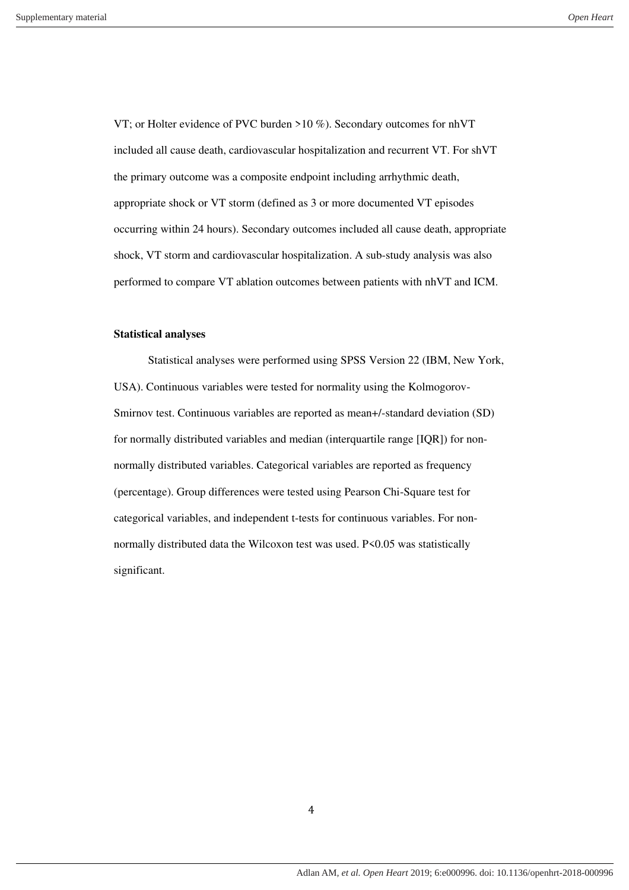VT; or Holter evidence of PVC burden >10 %). Secondary outcomes for nhVT included all cause death, cardiovascular hospitalization and recurrent VT. For shVT the primary outcome was a composite endpoint including arrhythmic death, appropriate shock or VT storm (defined as 3 or more documented VT episodes occurring within 24 hours). Secondary outcomes included all cause death, appropriate shock, VT storm and cardiovascular hospitalization. A sub-study analysis was also performed to compare VT ablation outcomes between patients with nhVT and ICM.

**Statistical analyses**

Statistical analyses were performed using SPSS Version 22 (IBM, New York, USA). Continuous variables were tested for normality using the Kolmogorov-Smirnov test. Continuous variables are reported as mean+/-standard deviation (SD) for normally distributed variables and median (interquartile range [IQR]) for non-normally distributed variables. Categorical variables are reported as frequency (percentage). Group differences were tested using Pearson Chi-Square test for categorical variables, and independent t-tests for continuous variables. For non-normally distributed data the Wilcoxon test was used. $P<0.05$ was statistically significant.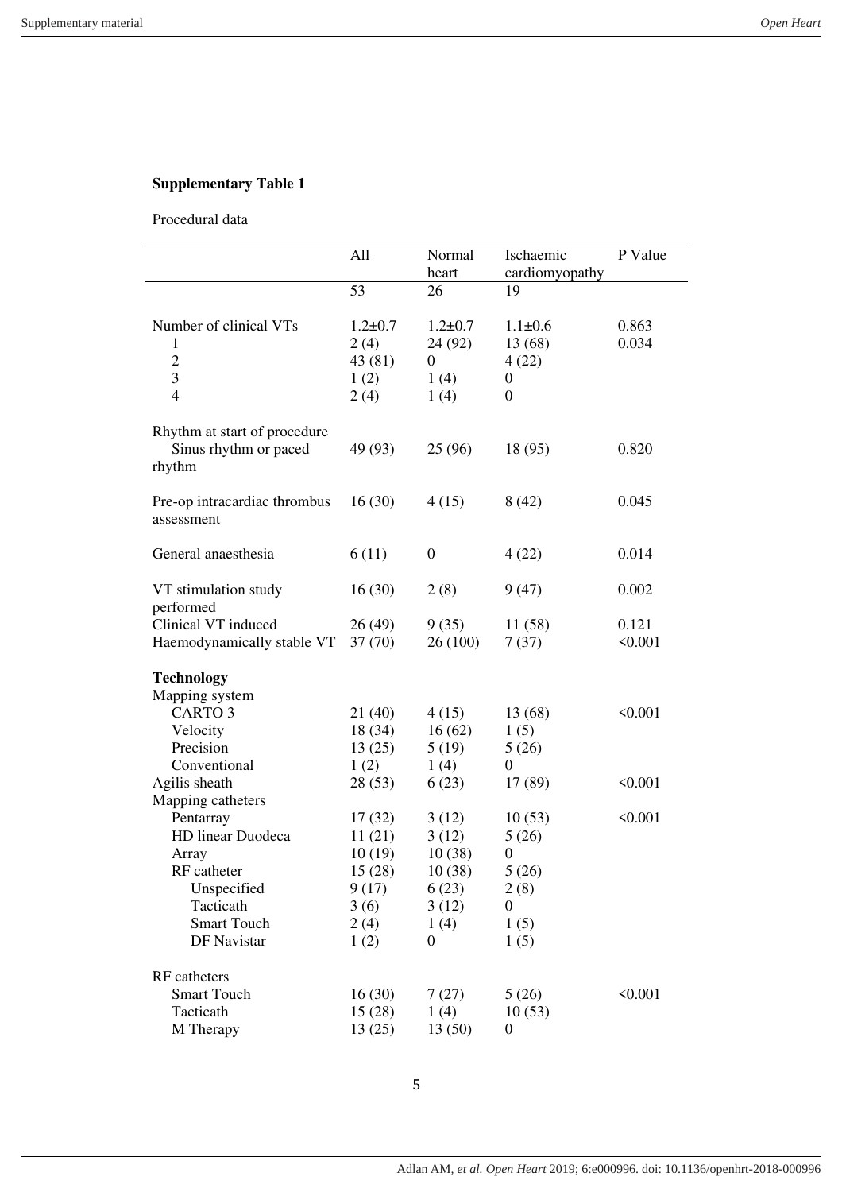**Supplementary Table 1**

Procedural data

| | All | Normal heart | Ischaemic cardiomyopathy | P Value |
|---|---|---|---|---|
| | 53 | 26 | 19 | |
| Number of clinical VTs | 1.2±0.7 | 1.2±0.7 | 1.1±0.6 | 0.863 |
| 1 | 2 (4) | 24 (92) | 13 (68) | 0.034 |
| 2 | 43 (81) | 0 | 4 (22) | |
| 3 | 1 (2) | 1 (4) | 0 | |
| 4 | 2 (4) | 1 (4) | 0 | |
| Rhythm at start of procedure | | | | |
| Sinus rhythm or paced rhythm | 49 (93) | 25 (96) | 18 (95) | 0.820 |
| Pre-op intracardiac thrombus assessment | 16 (30) | 4 (15) | 8 (42) | 0.045 |
| General anaesthesia | 6 (11) | 0 | 4 (22) | 0.014 |
| VT stimulation study performed | 16 (30) | 2 (8) | 9 (47) | 0.002 |
| Clinical VT induced | 26 (49) | 9 (35) | 11 (58) | 0.121 |
| Haemodynamically stable VT | 37 (70) | 26 (100) | 7 (37) | <0.001 |
| **Technology** | | | | |
| Mapping system | | | | |
| CARTO 3 | 21 (40) | 4 (15) | 13 (68) | <0.001 |
| Velocity | 18 (34) | 16 (62) | 1 (5) | |
| Precision | 13 (25) | 5 (19) | 5 (26) | |
| Conventional | 1 (2) | 1 (4) | 0 | |
| Agilis sheath | 28 (53) | 6 (23) | 17 (89) | <0.001 |
| Mapping catheters | | | | |
| Pentarray | 17 (32) | 3 (12) | 10 (53) | <0.001 |
| HD linear Duodeca | 11 (21) | 3 (12) | 5 (26) | |
| Array | 10 (19) | 10 (38) | 0 | |
| RF catheter | 15 (28) | 10 (38) | 5 (26) | |
| Unspecified | 9 (17) | 6 (23) | 2 (8) | |
| Tacticath | 3 (6) | 3 (12) | 0 | |
| Smart Touch | 2 (4) | 1 (4) | 1 (5) | |
| DF Navistar | 1 (2) | 0 | 1 (5) | |
| RF catheters | | | | |
| Smart Touch | 16 (30) | 7 (27) | 5 (26) | <0.001 |
| Tacticath | 15 (28) | 1 (4) | 10 (53) | |
| M Therapy | 13 (25) | 13 (50) | 0 | |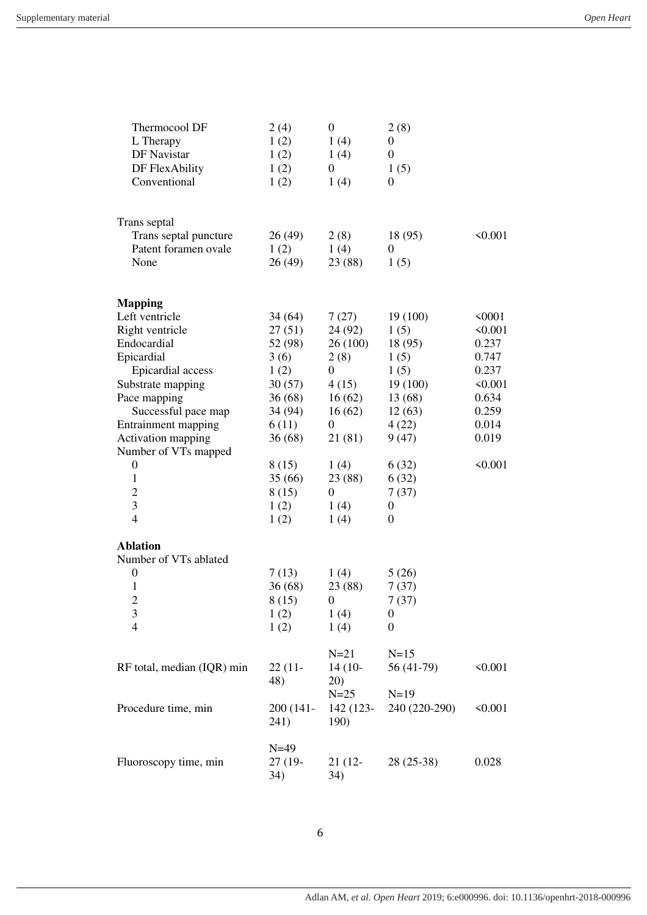| | | | | |
|---|---|---|---|---|
| Thermocool DF | 2 (4) | 0 | 2 (8) | |
| L Therapy | 1 (2) | 1 (4) | 0 | |
| DF Navistar | 1 (2) | 1 (4) | 0 | |
| DF FlexAbility | 1 (2) | 0 | 1 (5) | |
| Conventional | 1 (2) | 1 (4) | 0 | |
| | | | | |
| Trans septal | | | | |
| Trans septal puncture | 26 (49) | 2 (8) | 18 (95) | <0.001 |
| Patent foramen ovale | 1 (2) | 1 (4) | 0 | |
| None | 26 (49) | 23 (88) | 1 (5) | |
| | | | | |
| **Mapping** | | | | |
| Left ventricle | 34 (64) | 7 (27) | 19 (100) | <0001 |
| Right ventricle | 27 (51) | 24 (92) | 1 (5) | <0.001 |
| Endocardial | 52 (98) | 26 (100) | 18 (95) | 0.237 |
| Epicardial | 3 (6) | 2 (8) | 1 (5) | 0.747 |
| Epicardial access | 1 (2) | 0 | 1 (5) | 0.237 |
| Substrate mapping | 30 (57) | 4 (15) | 19 (100) | <0.001 |
| Pace mapping | 36 (68) | 16 (62) | 13 (68) | 0.634 |
| Successful pace map | 34 (94) | 16 (62) | 12 (63) | 0.259 |
| Entrainment mapping | 6 (11) | 0 | 4 (22) | 0.014 |
| Activation mapping | 36 (68) | 21 (81) | 9 (47) | 0.019 |
| Number of VTs mapped | | | | |
| 0 | 8 (15) | 1 (4) | 6 (32) | <0.001 |
| 1 | 35 (66) | 23 (88) | 6 (32) | |
| 2 | 8 (15) | 0 | 7 (37) | |
| 3 | 1 (2) | 1 (4) | 0 | |
| 4 | 1 (2) | 1 (4) | 0 | |
| | | | | |
| **Ablation** | | | | |
| Number of VTs ablated | | | | |
| 0 | 7 (13) | 1 (4) | 5 (26) | |
| 1 | 36 (68) | 23 (88) | 7 (37) | |
| 2 | 8 (15) | 0 | 7 (37) | |
| 3 | 1 (2) | 1 (4) | 0 | |
| 4 | 1 (2) | 1 (4) | 0 | |
| | | | | |
| RF total, median (IQR) min | 22 (11-48) | N=21 14 (10-20) | N=15 56 (41-79) | <0.001 |
| Procedure time, min | 200 (141-241) | N=25 142 (123-190) | N=19 240 (220-290) | <0.001 |
| Fluoroscopy time, min | N=49 27 (19-34) | 21 (12-34) | 28 (25-38) | 0.028 |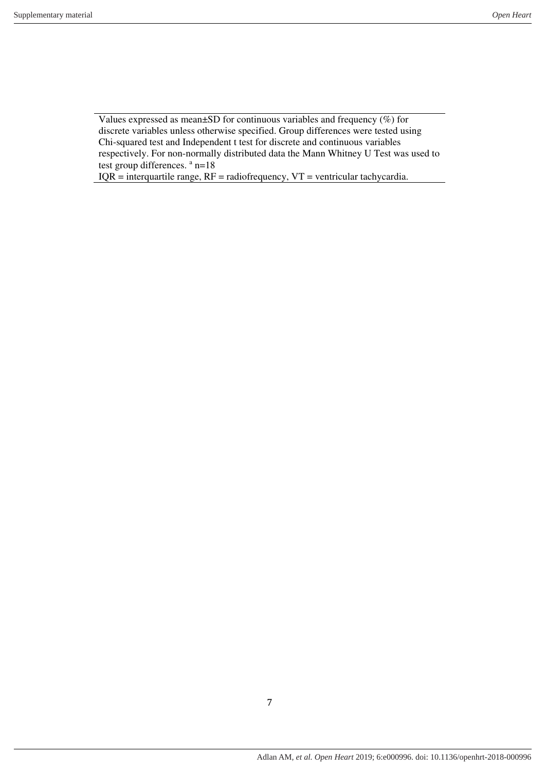Values expressed as mean±SD for continuous variables and frequency (%) for discrete variables unless otherwise specified. Group differences were tested using Chi-squared test and Independent t test for discrete and continuous variables respectively. For non-normally distributed data the Mann Whitney U Test was used to test group differences. [a] n=18

IQR = interquartile range, RF = radiofrequency, VT = ventricular tachycardia.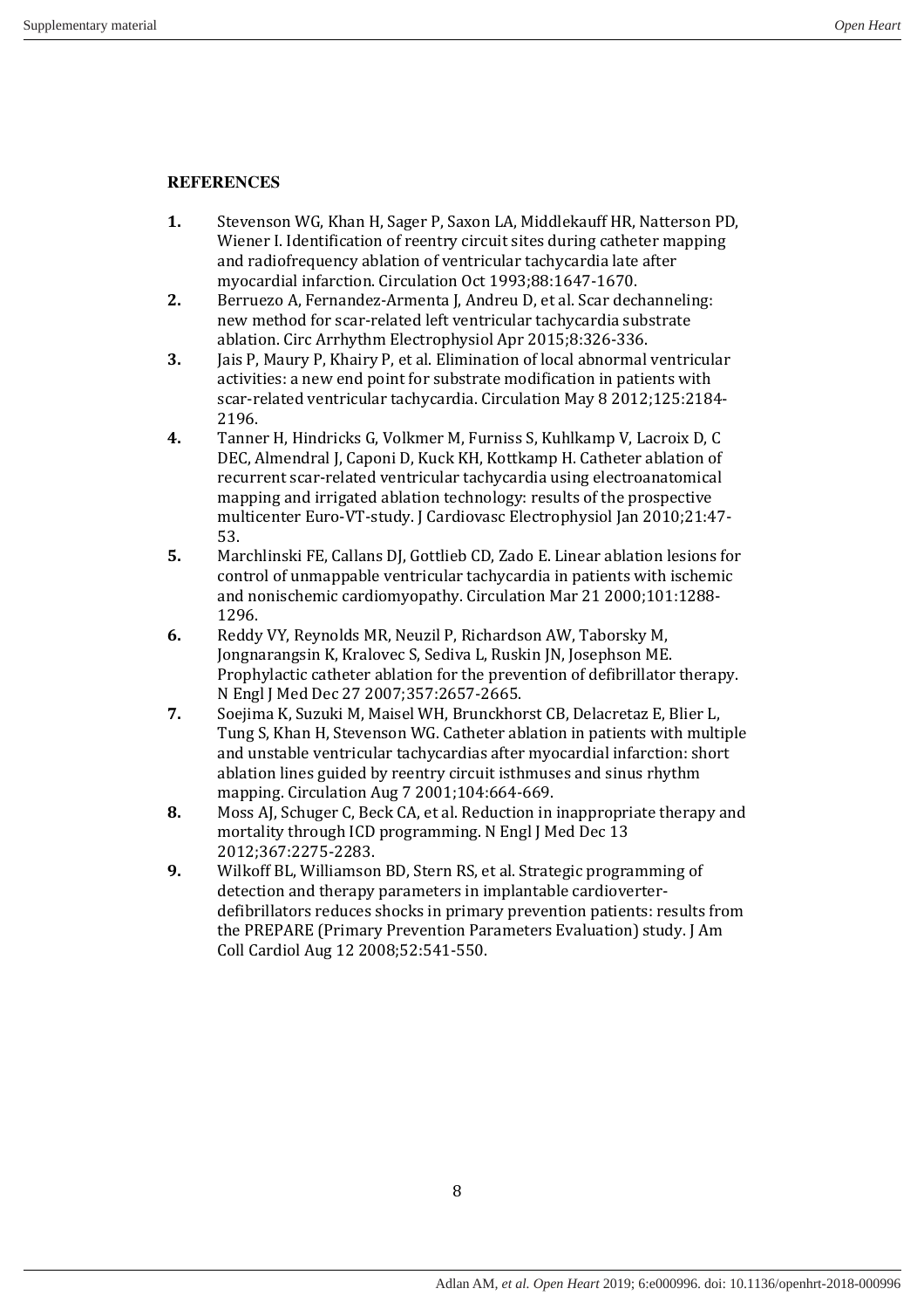## REFERENCES

1. Stevenson WG, Khan H, Sager P, Saxon LA, Middlekauff HR, Natterson PD, Wiener I. Identification of reentry circuit sites during catheter mapping and radiofrequency ablation of ventricular tachycardia late after myocardial infarction. Circulation Oct 1993;88:1647-1670.
2. Berruezo A, Fernandez-Armenta J, Andreu D, et al. Scar dechanneling: new method for scar-related left ventricular tachycardia substrate ablation. Circ Arrhythm Electrophysiol Apr 2015;8:326-336.
3. Jais P, Maury P, Khairy P, et al. Elimination of local abnormal ventricular activities: a new end point for substrate modification in patients with scar-related ventricular tachycardia. Circulation May 8 2012;125:2184-2196.
4. Tanner H, Hindricks G, Volkmer M, Furniss S, Kuhlkamp V, Lacroix D, C DEC, Almendral J, Caponi D, Kuck KH, Kottkamp H. Catheter ablation of recurrent scar-related ventricular tachycardia using electroanatomical mapping and irrigated ablation technology: results of the prospective multicenter Euro-VT-study. J Cardiovasc Electrophysiol Jan 2010;21:47-53.
5. Marchlinski FE, Callans DJ, Gottlieb CD, Zado E. Linear ablation lesions for control of unmappable ventricular tachycardia in patients with ischemic and nonischemic cardiomyopathy. Circulation Mar 21 2000;101:1288-1296.
6. Reddy VY, Reynolds MR, Neuzil P, Richardson AW, Taborsky M, Jongnarangsin K, Kralovec S, Sediva L, Ruskin JN, Josephson ME. Prophylactic catheter ablation for the prevention of defibrillator therapy. N Engl J Med Dec 27 2007;357:2657-2665.
7. Soejima K, Suzuki M, Maisel WH, Brunckhorst CB, Delacretaz E, Blier L, Tung S, Khan H, Stevenson WG. Catheter ablation in patients with multiple and unstable ventricular tachycardias after myocardial infarction: short ablation lines guided by reentry circuit isthmuses and sinus rhythm mapping. Circulation Aug 7 2001;104:664-669.
8. Moss AJ, Schuger C, Beck CA, et al. Reduction in inappropriate therapy and mortality through ICD programming. N Engl J Med Dec 13 2012;367:2275-2283.
9. Wilkoff BL, Williamson BD, Stern RS, et al. Strategic programming of detection and therapy parameters in implantable cardioverter-defibrillators reduces shocks in primary prevention patients: results from the PREPARE (Primary Prevention Parameters Evaluation) study. J Am Coll Cardiol Aug 12 2008;52:541-550.